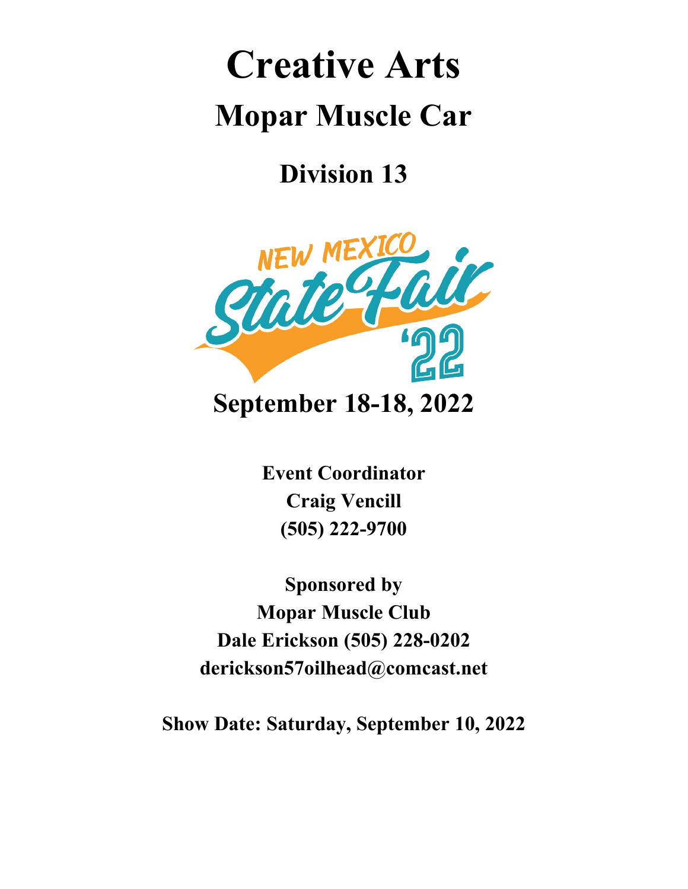# Creative Arts

## Mopar Muscle Car

### Division 13

NEW MEXICO State Fair '22

**September 18-18, 2022**

**Event Coordinator**
**Craig Vencill**
**(505) 222-9700**

**Sponsored by**
**Mopar Muscle Club**
**Dale Erickson (505) 228-0202**
**derickson57oilhead@comcast.net**

**Show Date: Saturday, September 10, 2022**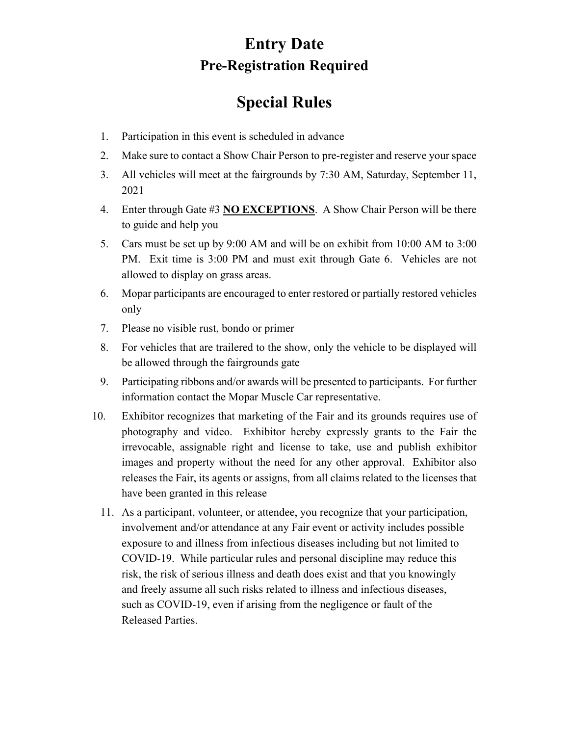# Entry Date

## Pre-Registration Required

# Special Rules

1. Participation in this event is scheduled in advance
2. Make sure to contact a Show Chair Person to pre-register and reserve your space
3. All vehicles will meet at the fairgrounds by 7:30 AM, Saturday, September 11, 2021
4. Enter through Gate #3 **NO EXCEPTIONS**. A Show Chair Person will be there to guide and help you
5. Cars must be set up by 9:00 AM and will be on exhibit from 10:00 AM to 3:00 PM. Exit time is 3:00 PM and must exit through Gate 6. Vehicles are not allowed to display on grass areas.
6. Mopar participants are encouraged to enter restored or partially restored vehicles only
7. Please no visible rust, bondo or primer
8. For vehicles that are trailered to the show, only the vehicle to be displayed will be allowed through the fairgrounds gate
9. Participating ribbons and/or awards will be presented to participants. For further information contact the Mopar Muscle Car representative.
10. Exhibitor recognizes that marketing of the Fair and its grounds requires use of photography and video. Exhibitor hereby expressly grants to the Fair the irrevocable, assignable right and license to take, use and publish exhibitor images and property without the need for any other approval. Exhibitor also releases the Fair, its agents or assigns, from all claims related to the licenses that have been granted in this release
11. As a participant, volunteer, or attendee, you recognize that your participation, involvement and/or attendance at any Fair event or activity includes possible exposure to and illness from infectious diseases including but not limited to COVID-19. While particular rules and personal discipline may reduce this risk, the risk of serious illness and death does exist and that you knowingly and freely assume all such risks related to illness and infectious diseases, such as COVID-19, even if arising from the negligence or fault of the Released Parties.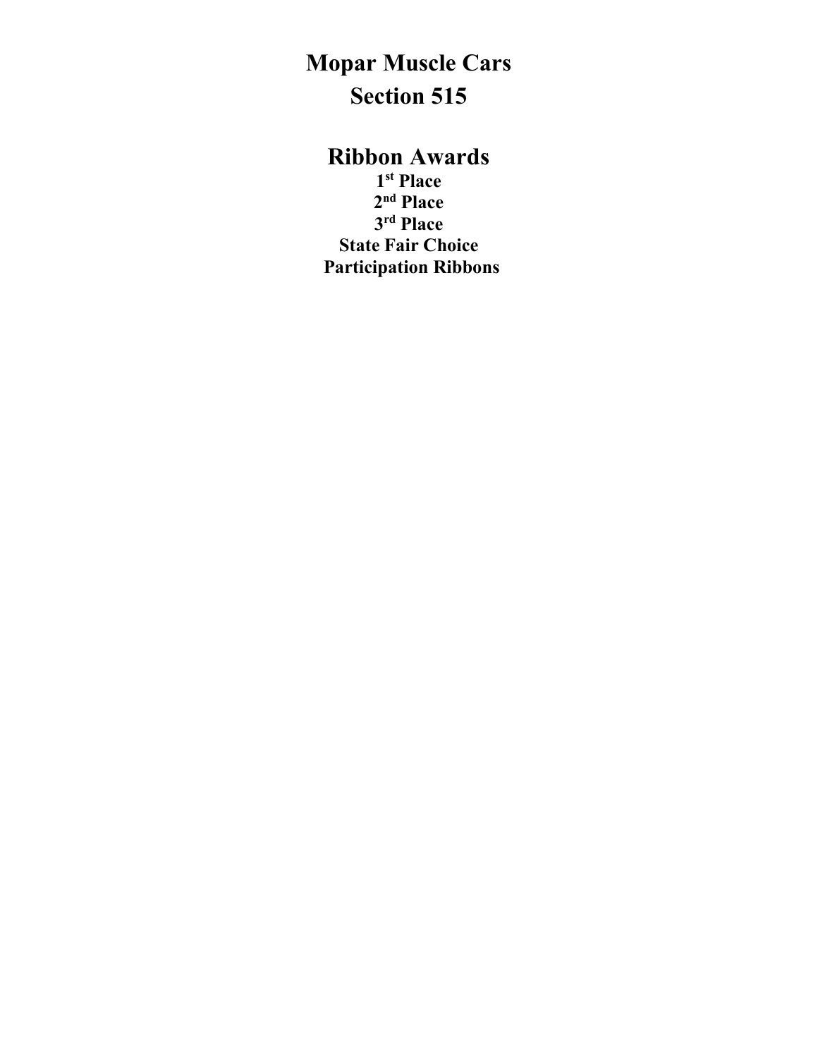# Mopar Muscle Cars

# Section 515

## Ribbon Awards

**1st Place**
**2nd Place**
**3rd Place**
**State Fair Choice**
**Participation Ribbons**